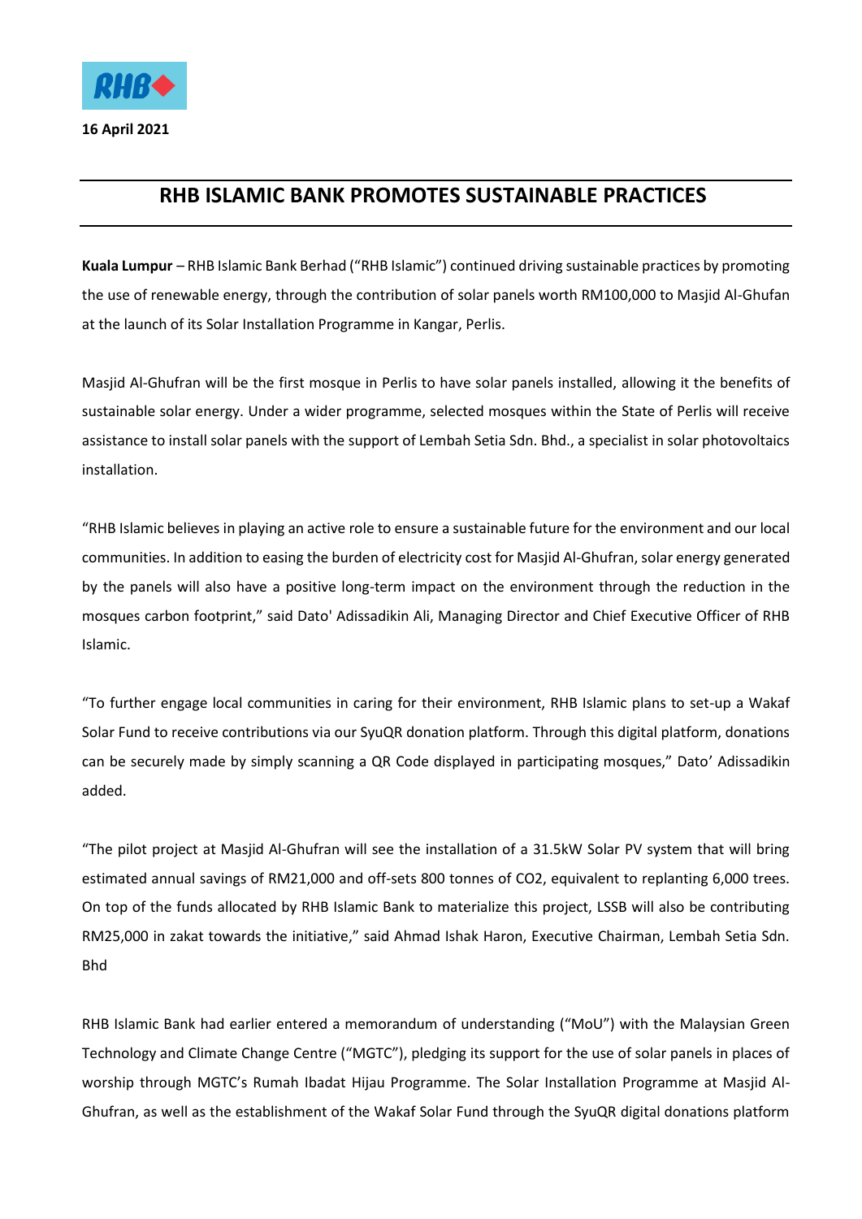16 April 2021

# RHB ISLAMIC BANK PROMOTES SUSTAINABLE PRACTICES

**Kuala Lumpur** – RHB Islamic Bank Berhad ("RHB Islamic") continued driving sustainable practices by promoting the use of renewable energy, through the contribution of solar panels worth RM100,000 to Masjid Al-Ghufan at the launch of its Solar Installation Programme in Kangar, Perlis.

Masjid Al-Ghufran will be the first mosque in Perlis to have solar panels installed, allowing it the benefits of sustainable solar energy. Under a wider programme, selected mosques within the State of Perlis will receive assistance to install solar panels with the support of Lembah Setia Sdn. Bhd., a specialist in solar photovoltaics installation.

"RHB Islamic believes in playing an active role to ensure a sustainable future for the environment and our local communities. In addition to easing the burden of electricity cost for Masjid Al-Ghufran, solar energy generated by the panels will also have a positive long-term impact on the environment through the reduction in the mosques carbon footprint," said Dato' Adissadikin Ali, Managing Director and Chief Executive Officer of RHB Islamic.

"To further engage local communities in caring for their environment, RHB Islamic plans to set-up a Wakaf Solar Fund to receive contributions via our SyuQR donation platform. Through this digital platform, donations can be securely made by simply scanning a QR Code displayed in participating mosques," Dato' Adissadikin added.

"The pilot project at Masjid Al-Ghufran will see the installation of a 31.5kW Solar PV system that will bring estimated annual savings of RM21,000 and off-sets 800 tonnes of CO2, equivalent to replanting 6,000 trees. On top of the funds allocated by RHB Islamic Bank to materialize this project, LSSB will also be contributing RM25,000 in zakat towards the initiative," said Ahmad Ishak Haron, Executive Chairman, Lembah Setia Sdn. Bhd

RHB Islamic Bank had earlier entered a memorandum of understanding ("MoU") with the Malaysian Green Technology and Climate Change Centre ("MGTC"), pledging its support for the use of solar panels in places of worship through MGTC's Rumah Ibadat Hijau Programme. The Solar Installation Programme at Masjid Al-Ghufran, as well as the establishment of the Wakaf Solar Fund through the SyuQR digital donations platform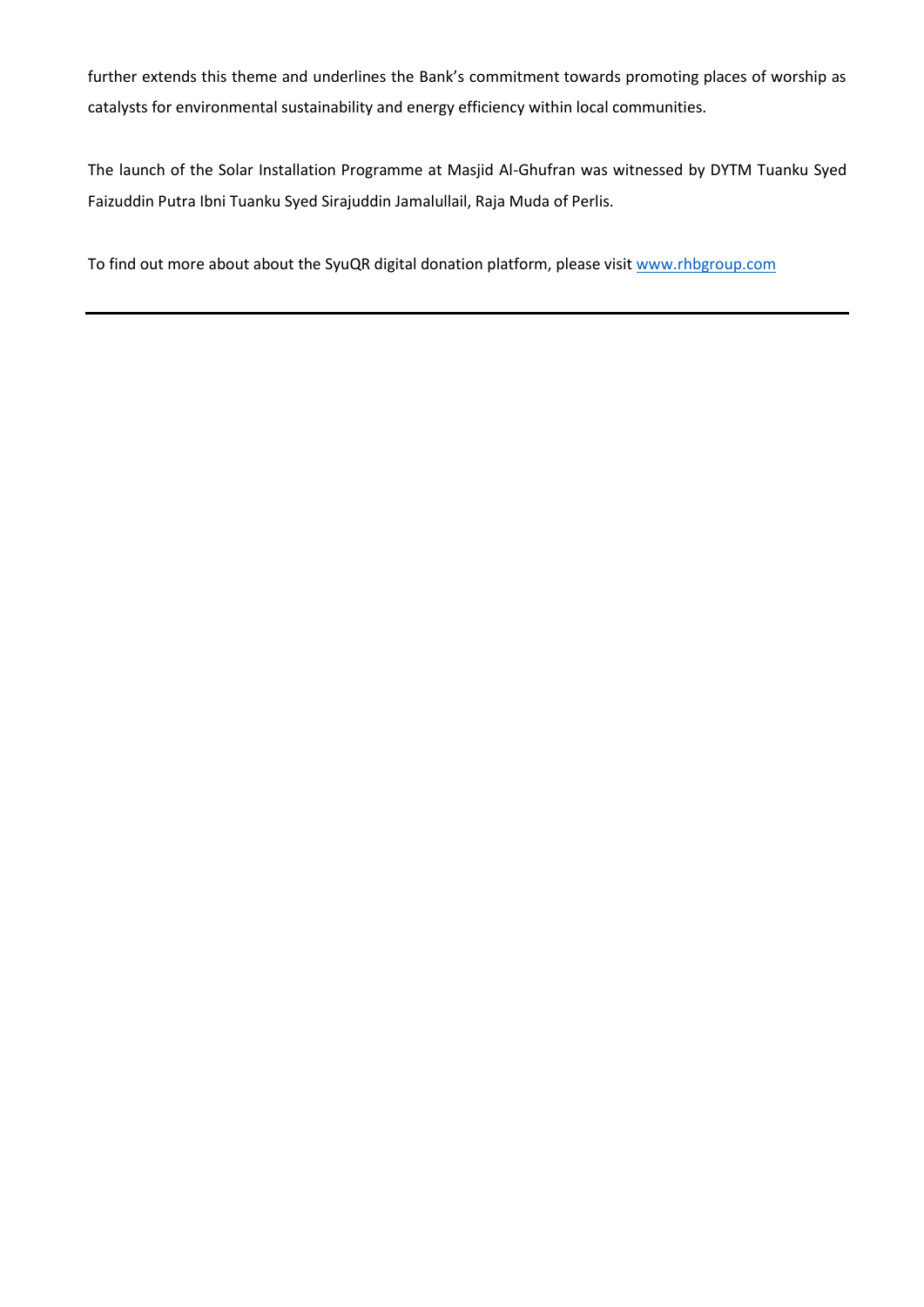further extends this theme and underlines the Bank's commitment towards promoting places of worship as catalysts for environmental sustainability and energy efficiency within local communities.

The launch of the Solar Installation Programme at Masjid Al-Ghufran was witnessed by DYTM Tuanku Syed Faizuddin Putra Ibni Tuanku Syed Sirajuddin Jamalullail, Raja Muda of Perlis.

To find out more about about the SyuQR digital donation platform, please visit [www.rhbgroup.com](www.rhbgroup.com)

---